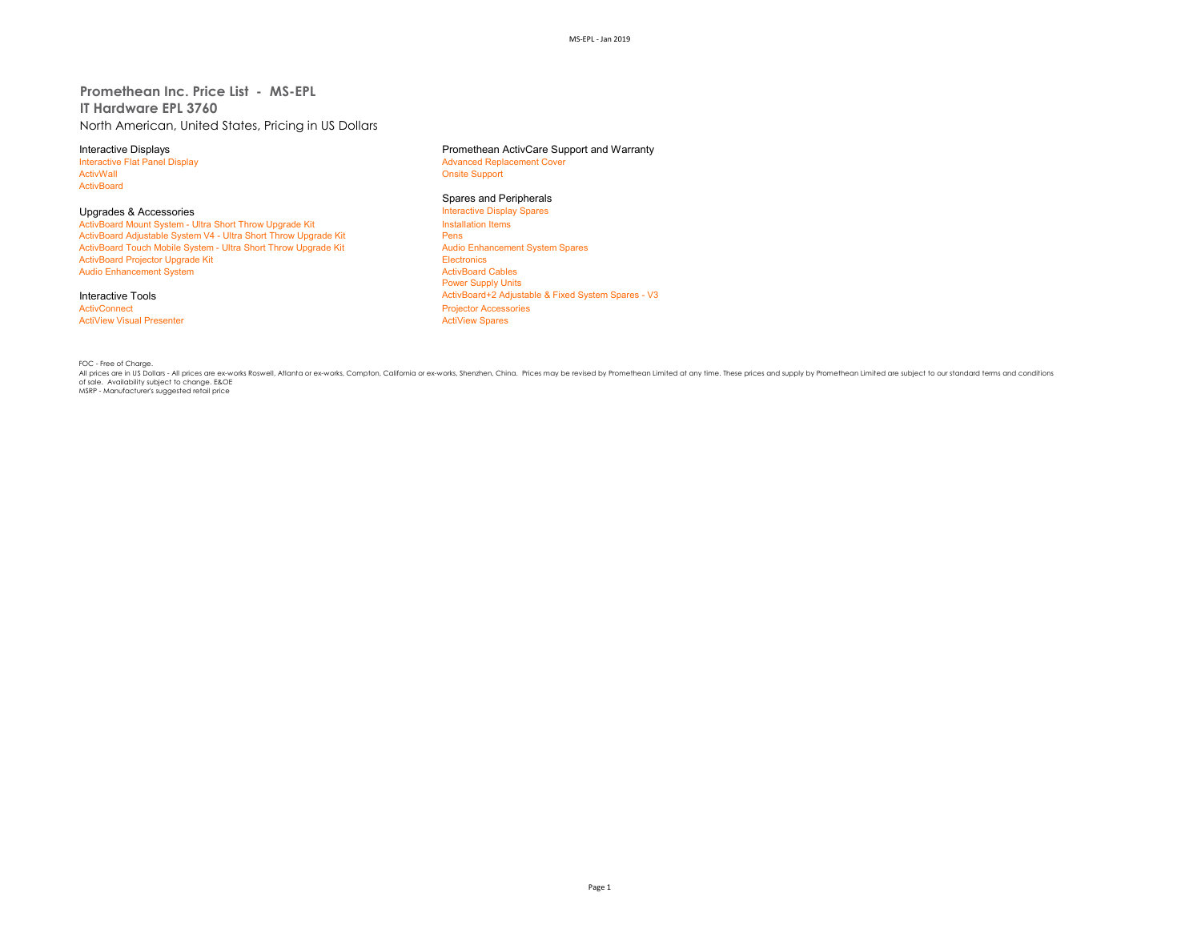# Promethean Inc. Price List - MS-EPL

## IT Hardware EPL 3760

North American, United States, Pricing in US Dollars

### Interactive Displays

- Interactive Flat Panel Display
- ActivWall
- ActivBoard

### Upgrades & Accessories

- ActivBoard Mount System - Ultra Short Throw Upgrade Kit
- ActivBoard Adjustable System V4 - Ultra Short Throw Upgrade Kit
- ActivBoard Touch Mobile System - Ultra Short Throw Upgrade Kit
- ActivBoard Projector Upgrade Kit
- Audio Enhancement System

### Interactive Tools

- ActivConnect
- ActiView Visual Presenter

### Promethean ActivCare Support and Warranty

- Advanced Replacement Cover
- Onsite Support

### Spares and Peripherals

- Interactive Display Spares
- Installation Items
- Pens
- Audio Enhancement System Spares
- Electronics
- ActivBoard Cables
- Power Supply Units
- ActivBoard+2 Adjustable & Fixed System Spares - V3
- Projector Accessories
- ActiView Spares

FOC - Free of Charge.
All prices are in US Dollars - All prices are ex-works Roswell, Atlanta or ex-works, Compton, California or ex-works, Shenzhen, China. Prices may be revised by Promethean Limited at any time. These prices and supply by Promethean Limited are subject to our standard terms and conditions of sale. Availability subject to change. E&OE
MSRP - Manufacturer's suggested retail price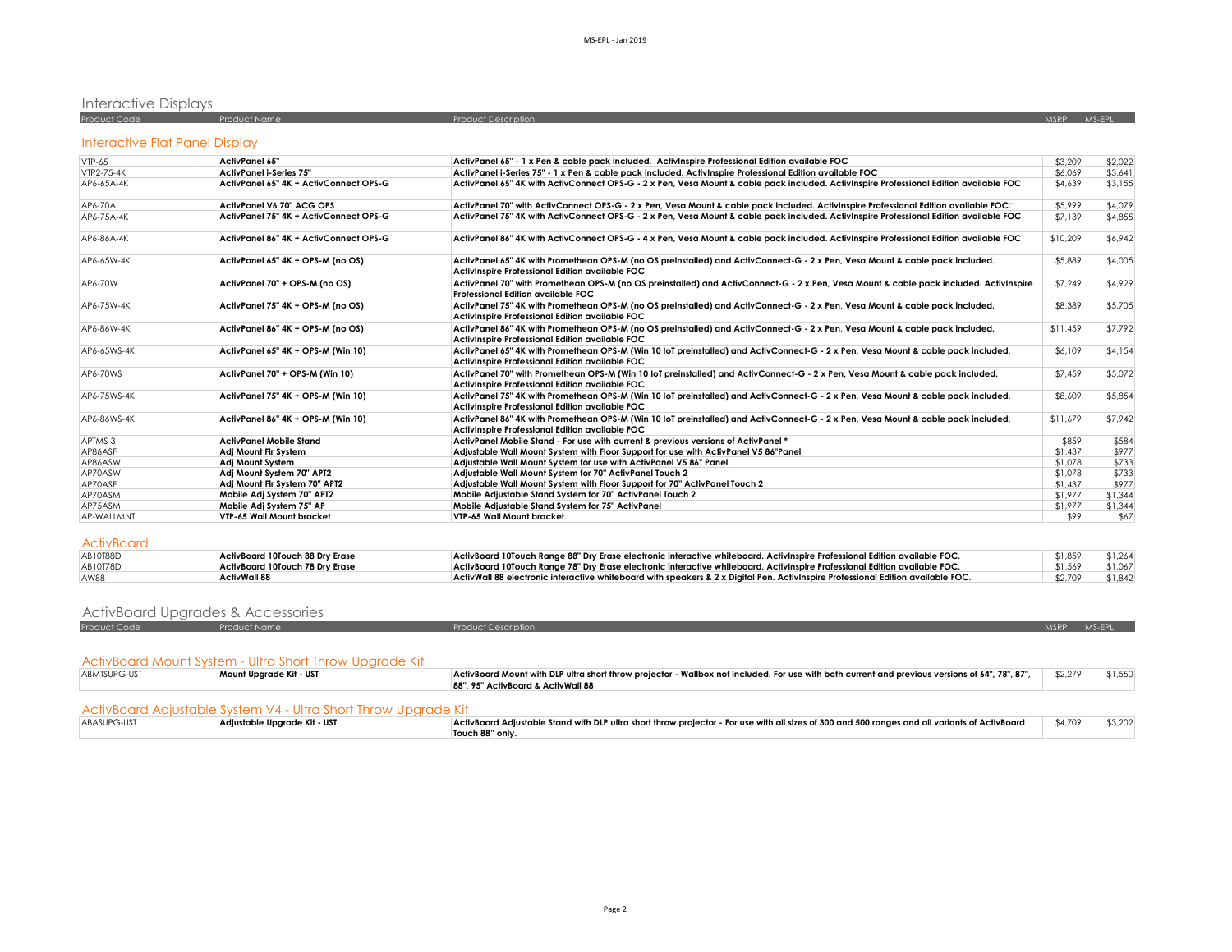# Interactive Displays

| Product Code | Product Name | Product Description | MSRP | MS-EPL |
|---|---|---|---|---|

## Interactive Flat Panel Display

| Product Code | Product Name | Product Description | MSRP | MS-EPL |
|---|---|---|---|---|
| VTP-65 | **ActivPanel 65"** | **ActivPanel 65" - 1 x Pen & cable pack included. ActivInspire Professional Edition available FOC** | $3,209 | $2,022 |
| VTP2-75-4K | **ActivPanel i-Series 75"** | **ActivPanel i-Series 75" - 1 x Pen & cable pack included. ActivInspire Professional Edition available FOC** | $6,069 | $3,641 |
| AP6-65A-4K | **ActivPanel 65" 4K + ActivConnect OPS-G** | **ActivPanel 65" 4K with ActivConnect OPS-G - 2 x Pen, Vesa Mount & cable pack included. ActivInspire Professional Edition available FOC** | $4,639 | $3,155 |
| AP6-70A | **ActivPanel V6 70" ACG OPS** | **ActivPanel 70" with ActivConnect OPS-G - 2 x Pen, Vesa Mount & cable pack included. ActivInspire Professional Edition available FOC** | $5,999 | $4,079 |
| AP6-75A-4K | **ActivPanel 75" 4K + ActivConnect OPS-G** | **ActivPanel 75" 4K with ActivConnect OPS-G - 2 x Pen, Vesa Mount & cable pack included. ActivInspire Professional Edition available FOC** | $7,139 | $4,855 |
| AP6-86A-4K | **ActivPanel 86" 4K + ActivConnect OPS-G** | **ActivPanel 86" 4K with ActivConnect OPS-G - 4 x Pen, Vesa Mount & cable pack included. ActivInspire Professional Edition available FOC** | $10,209 | $6,942 |
| AP6-65W-4K | **ActivPanel 65" 4K + OPS-M (no OS)** | **ActivPanel 65" 4K with Promethean OPS-M (no OS preinstalled) and ActivConnect-G - 2 x Pen, Vesa Mount & cable pack included. ActivInspire Professional Edition available FOC** | $5,889 | $4,005 |
| AP6-70W | **ActivPanel 70" + OPS-M (no OS)** | **ActivPanel 70" with Promethean OPS-M (no OS preinstalled) and ActivConnect-G - 2 x Pen, Vesa Mount & cable pack included. ActivInspire Professional Edition available FOC** | $7,249 | $4,929 |
| AP6-75W-4K | **ActivPanel 75" 4K + OPS-M (no OS)** | **ActivPanel 75" 4K with Promethean OPS-M (no OS preinstalled) and ActivConnect-G - 2 x Pen, Vesa Mount & cable pack included. ActivInspire Professional Edition available FOC** | $8,389 | $5,705 |
| AP6-86W-4K | **ActivPanel 86" 4K + OPS-M (no OS)** | **ActivPanel 86" 4K with Promethean OPS-M (no OS preinstalled) and ActivConnect-G - 2 x Pen, Vesa Mount & cable pack included. ActivInspire Professional Edition available FOC** | $11,459 | $7,792 |
| AP6-65WS-4K | **ActivPanel 65" 4K + OPS-M (Win 10)** | **ActivPanel 65" 4K with Promethean OPS-M (Win 10 IoT preinstalled) and ActivConnect-G - 2 x Pen, Vesa Mount & cable pack included. ActivInspire Professional Edition available FOC** | $6,109 | $4,154 |
| AP6-70WS | **ActivPanel 70" + OPS-M (Win 10)** | **ActivPanel 70" with Promethean OPS-M (Win 10 IoT preinstalled) and ActivConnect-G - 2 x Pen, Vesa Mount & cable pack included. ActivInspire Professional Edition available FOC** | $7,459 | $5,072 |
| AP6-75WS-4K | **ActivPanel 75" 4K + OPS-M (Win 10)** | **ActivPanel 75" 4K with Promethean OPS-M (Win 10 IoT preinstalled) and ActivConnect-G - 2 x Pen, Vesa Mount & cable pack included. ActivInspire Professional Edition available FOC** | $8,609 | $5,854 |
| AP6-86WS-4K | **ActivPanel 86" 4K + OPS-M (Win 10)** | **ActivPanel 86" 4K with Promethean OPS-M (Win 10 IoT preinstalled) and ActivConnect-G - 2 x Pen, Vesa Mount & cable pack included. ActivInspire Professional Edition available FOC** | $11,679 | $7,942 |
| APTMS-3 | **ActivPanel Mobile Stand** | **ActivPanel Mobile Stand - For use with current & previous versions of ActivPanel *** | $859 | $584 |
| AP86ASF | **Adj Mount Flr System** | **Adjustable Wall Mount System with Floor Support for use with ActivPanel V5 86"Panel** | $1,437 | $977 |
| AP86ASW | **Adj Mount System** | **Adjustable Wall Mount System for use with ActivPanel V5 86" Panel.** | $1,078 | $733 |
| AP70ASW | **Adj Mount System 70" APT2** | **Adjustable Wall Mount System for 70" ActivPanel Touch 2** | $1,078 | $733 |
| AP70ASF | **Adj Mount Flr System 70" APT2** | **Adjustable Wall Mount System with Floor Support for 70" ActivPanel Touch 2** | $1,437 | $977 |
| AP70ASM | **Mobile Adj System 70" APT2** | **Mobile Adjustable Stand System for 70" ActivPanel Touch 2** | $1,977 | $1,344 |
| AP75ASM | **Mobile Adj System 75" AP** | **Mobile Adjustable Stand System for 75" ActivPanel** | $1,977 | $1,344 |
| AP-WALLMNT | **VTP-65 Wall Mount bracket** | **VTP-65 Wall Mount bracket** | $99 | $67 |

## ActivBoard

| Product Code | Product Name | Product Description | MSRP | MS-EPL |
|---|---|---|---|---|
| AB10T88D | **ActivBoard 10Touch 88 Dry Erase** | **ActivBoard 10Touch Range 88" Dry Erase electronic interactive whiteboard. ActivInspire Professional Edition available FOC.** | $1,859 | $1,264 |
| AB10T78D | **ActivBoard 10Touch 78 Dry Erase** | **ActivBoard 10Touch Range 78" Dry Erase electronic interactive whiteboard. ActivInspire Professional Edition available FOC.** | $1,569 | $1,067 |
| AW88 | **ActivWall 88** | **ActivWall 88 electronic interactive whiteboard with speakers & 2 x Digital Pen. ActivInspire Professional Edition available FOC.** | $2,709 | $1,842 |

# ActivBoard Upgrades & Accessories

| Product Code | Product Name | Product Description | MSRP | MS-EPL |
|---|---|---|---|---|

## ActivBoard Mount System - Ultra Short Throw Upgrade Kit

| Product Code | Product Name | Product Description | MSRP | MS-EPL |
|---|---|---|---|---|
| ABMTSUPG-UST | **Mount Upgrade Kit - UST** | **ActivBoard Mount with DLP ultra short throw projector - Wallbox not included. For use with both current and previous versions of 64", 78", 87", 88", 95" ActivBoard & ActivWall 88** | $2,279 | $1,550 |

## ActivBoard Adjustable System V4 - Ultra Short Throw Upgrade Kit

| Product Code | Product Name | Product Description | MSRP | MS-EPL |
|---|---|---|---|---|
| ABASUPG-UST | **Adjustable Upgrade Kit - UST** | **ActivBoard Adjustable Stand with DLP ultra short throw projector - For use with all sizes of 300 and 500 ranges and all variants of ActivBoard Touch 88" only.** | $4,709 | $3,202 |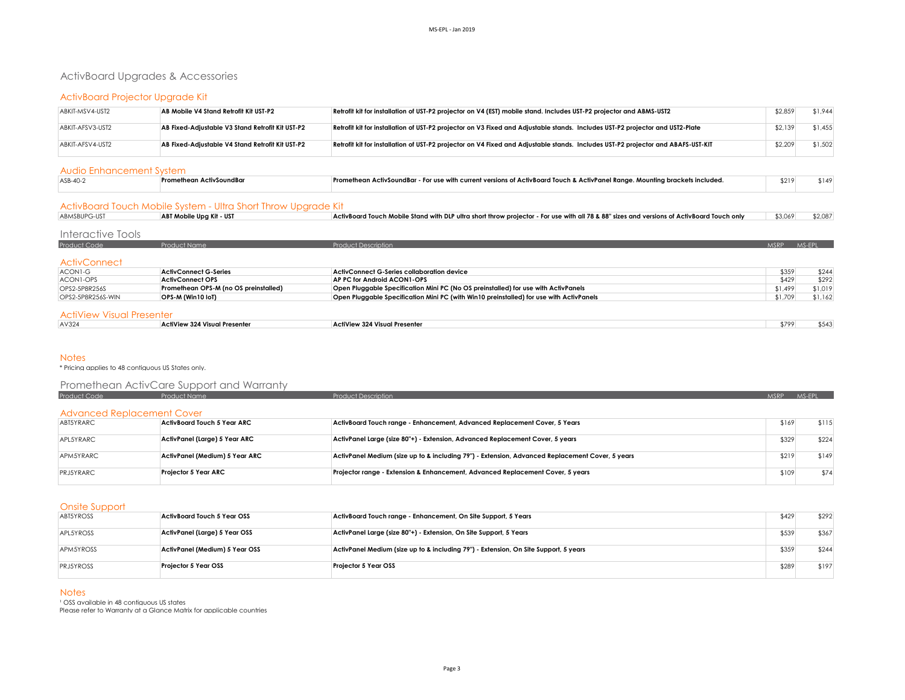# ActivBoard Upgrades & Accessories

## ActivBoard Projector Upgrade Kit

| | | | | |
|---|---|---|---|---|
| ABKIT-MSV4-UST2 | **AB Mobile V4 Stand Retrofit Kit UST-P2** | **Retrofit kit for installation of UST-P2 projector on V4 (EST) mobile stand. Includes UST-P2 projector and ABMS-UST2** | $2,859 | $1,944 |
| ABKIT-AFSV3-UST2 | **AB Fixed-Adjustable V3 Stand Retrofit Kit UST-P2** | **Retrofit kit for installation of UST-P2 projector on V3 Fixed and Adjustable stands. Includes UST-P2 projector and UST2-Plate** | $2,139 | $1,455 |
| ABKIT-AFSV4-UST2 | **AB Fixed-Adjustable V4 Stand Retrofit Kit UST-P2** | **Retrofit kit for installation of UST-P2 projector on V4 Fixed and Adjustable stands. Includes UST-P2 projector and ABAFS-UST-KIT** | $2,209 | $1,502 |

## Audio Enhancement System

| | | | | |
|---|---|---|---|---|
| ASB-40-2 | **Promethean ActivSoundBar** | **Promethean ActivSoundBar - For use with current versions of ActivBoard Touch & ActivPanel Range. Mounting brackets included.** | $219 | $149 |

## ActivBoard Touch Mobile System - Ultra Short Throw Upgrade Kit

| | | | | |
|---|---|---|---|---|
| ABMSBUPG-UST | **ABT Mobile Upg Kit - UST** | **ActivBoard Touch Mobile Stand with DLP ultra short throw projector - For use with all 78 & 88" sizes and versions of ActivBoard Touch only** | $3,069 | $2,087 |

# Interactive Tools

| Product Code | Product Name | Product Description | MSRP | MS-EPL |
|---|---|---|---|---|
| **ActivConnect** | | | | |
| ACON1-G | **ActivConnect G-Series** | **ActivConnect G-Series collaboration device** | $359 | $244 |
| ACON1-OPS | **ActivConnect OPS** | **AP PC for Android ACON1-OPS** | $429 | $292 |
| OPS2-5P8R256S | **Promethean OPS-M (no OS preinstalled)** | **Open Pluggable Specification Mini PC (No OS preinstalled) for use with ActivPanels** | $1,499 | $1,019 |
| OPS2-5P8R256S-WIN | **OPS-M (Win10 IoT)** | **Open Pluggable Specification Mini PC (with Win10 preinstalled) for use with ActivPanels** | $1,709 | $1,162 |
| **ActiView Visual Presenter** | | | | |
| AV324 | **ActiView 324 Visual Presenter** | **ActiView 324 Visual Presenter** | $799 | $543 |

## Notes

* Pricing applies to 48 contiguous US States only.

# Promethean ActivCare Support and Warranty

| Product Code | Product Name | Product Description | MSRP | MS-EPL |
|---|---|---|---|---|
| **Advanced Replacement Cover** | | | | |
| ABT5YRARC | **ActivBoard Touch 5 Year ARC** | **ActivBoard Touch range - Enhancement, Advanced Replacement Cover, 5 Years** | $169 | $115 |
| APL5YRARC | **ActivPanel (Large) 5 Year ARC** | **ActivPanel Large (size 80"+) - Extension, Advanced Replacement Cover, 5 years** | $329 | $224 |
| APM5YRARC | **ActivPanel (Medium) 5 Year ARC** | **ActivPanel Medium (size up to & including 79") - Extension, Advanced Replacement Cover, 5 years** | $219 | $149 |
| PRJ5YRARC | **Projector 5 Year ARC** | **Projector range - Extension & Enhancement, Advanced Replacement Cover, 5 years** | $109 | $74 |

## Onsite Support

| | | | | |
|---|---|---|---|---|
| ABT5YROSS | **ActivBoard Touch 5 Year OSS** | **ActivBoard Touch range - Enhancement, On Site Support, 5 Years** | $429 | $292 |
| APL5YROSS | **ActivPanel (Large) 5 Year OSS** | **ActivPanel Large (size 80"+) - Extension, On Site Support, 5 Years** | $539 | $367 |
| APM5YROSS | **ActivPanel (Medium) 5 Year OSS** | **ActivPanel Medium (size up to & including 79") - Extension, On Site Support, 5 years** | $359 | $244 |
| PRJ5YROSS | **Projector 5 Year OSS** | **Projector 5 Year OSS** | $289 | $197 |

## Notes

[1] OSS available in 48 contiguous US states
Please refer to Warranty at a Glance Matrix for applicable countries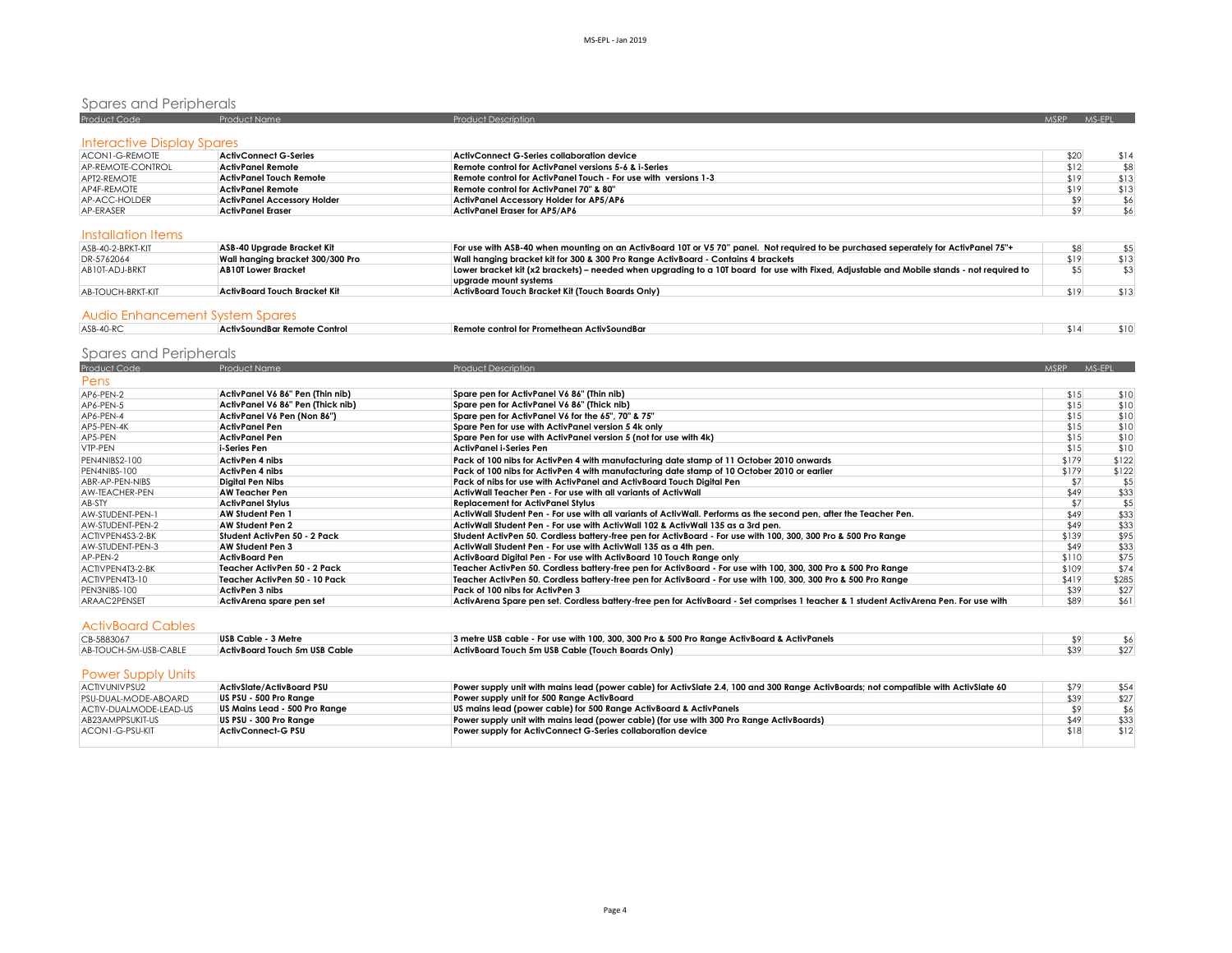## Spares and Peripherals

| Product Code | Product Name | Product Description | MSRP | MS-EPL |
|---|---|---|---|---|

### Interactive Display Spares

| Product Code | Product Name | Product Description | MSRP | MS-EPL |
|---|---|---|---|---|
| ACON1-G-REMOTE | **ActivConnect G-Series** | **ActivConnect G-Series collaboration device** | $20 | $14 |
| AP-REMOTE-CONTROL | **ActivPanel Remote** | **Remote control for ActivPanel versions 5-6 & i-Series** | $12 | $8 |
| APT2-REMOTE | **ActivPanel Touch Remote** | **Remote control for ActivPanel Touch - For use with versions 1-3** | $19 | $13 |
| AP4F-REMOTE | **ActivPanel Remote** | **Remote control for ActivPanel 70" & 80"** | $19 | $13 |
| AP-ACC-HOLDER | **ActivPanel Accessory Holder** | **ActivPanel Accessory Holder for AP5/AP6** | $9 | $6 |
| AP-ERASER | **ActivPanel Eraser** | **ActivPanel Eraser for AP5/AP6** | $9 | $6 |

### Installation Items

| Product Code | Product Name | Product Description | MSRP | MS-EPL |
|---|---|---|---|---|
| ASB-40-2-BRKT-KIT | **ASB-40 Upgrade Bracket Kit** | **For use with ASB-40 when mounting on an ActivBoard 10T or V5 70" panel. Not required to be purchased seperately for ActivPanel 75"+** | $8 | $5 |
| DR-5762064 | **Wall hanging bracket 300/300 Pro** | **Wall hanging bracket kit for 300 & 300 Pro Range ActivBoard - Contains 4 brackets** | $19 | $13 |
| AB10T-ADJ-BRKT | **AB10T Lower Bracket** | **Lower bracket kit (x2 brackets) – needed when upgrading to a 10T board for use with Fixed, Adjustable and Mobile stands - not required to upgrade mount systems** | $5 | $3 |
| AB-TOUCH-BRKT-KIT | **ActivBoard Touch Bracket Kit** | **ActivBoard Touch Bracket Kit (Touch Boards Only)** | $19 | $13 |

### Audio Enhancement System Spares

| Product Code | Product Name | Product Description | MSRP | MS-EPL |
|---|---|---|---|---|
| ASB-40-RC | **ActivSoundBar Remote Control** | **Remote control for Promethean ActivSoundBar** | $14 | $10 |

## Spares and Peripherals

### Pens

| Product Code | Product Name | Product Description | MSRP | MS-EPL |
|---|---|---|---|---|
| AP6-PEN-2 | **ActivPanel V6 86" Pen (Thin nib)** | **Spare pen for ActivPanel V6 86" (Thin nib)** | $15 | $10 |
| AP6-PEN-5 | **ActivPanel V6 86" Pen (Thick nib)** | **Spare pen for ActivPanel V6 86" (Thick nib)** | $15 | $10 |
| AP6-PEN-4 | **ActivPanel V6 Pen (Non 86")** | **Spare pen for ActivPanel V6 for the 65", 70" & 75"** | $15 | $10 |
| AP5-PEN-4K | **ActivPanel Pen** | **Spare Pen for use with ActivPanel version 5 4k only** | $15 | $10 |
| AP5-PEN | **ActivPanel Pen** | **Spare Pen for use with ActivPanel version 5 (not for use with 4k)** | $15 | $10 |
| VTP-PEN | **i-Series Pen** | **ActivPanel i-Series Pen** | $15 | $10 |
| PEN4NIBS2-100 | **ActivPen 4 nibs** | **Pack of 100 nibs for ActivPen 4 with manufacturing date stamp of 11 October 2010 onwards** | $179 | $122 |
| PEN4NIBS-100 | **ActivPen 4 nibs** | **Pack of 100 nibs for ActivPen 4 with manufacturing date stamp of 10 October 2010 or earlier** | $179 | $122 |
| ABR-AP-PEN-NIBS | **Digital Pen Nibs** | **Pack of nibs for use with ActivPanel and ActivBoard Touch Digital Pen** | $7 | $5 |
| AW-TEACHER-PEN | **AW Teacher Pen** | **ActivWall Teacher Pen - For use with all variants of ActivWall** | $49 | $33 |
| AB-STY | **ActivPanel Stylus** | **Replacement for ActivPanel Stylus** | $7 | $5 |
| AW-STUDENT-PEN-1 | **AW Student Pen 1** | **ActivWall Student Pen - For use with all variants of ActivWall. Performs as the second pen, after the Teacher Pen.** | $49 | $33 |
| AW-STUDENT-PEN-2 | **AW Student Pen 2** | **ActivWall Student Pen - For use with ActivWall 102 & ActivWall 135 as a 3rd pen.** | $49 | $33 |
| ACTIVPEN4S3-2-BK | **Student ActivPen 50 - 2 Pack** | **Student ActivPen 50. Cordless battery-free pen for ActivBoard - For use with 100, 300, 300 Pro & 500 Pro Range** | $139 | $95 |
| AW-STUDENT-PEN-3 | **AW Student Pen 3** | **ActivWall Student Pen - For use with ActivWall 135 as a 4th pen.** | $49 | $33 |
| AP-PEN-2 | **ActivBoard Pen** | **ActivBoard Digital Pen - For use with ActivBoard 10 Touch Range only** | $110 | $75 |
| ACTIVPEN4T3-2-BK | **Teacher ActivPen 50 - 2 Pack** | **Teacher ActivPen 50. Cordless battery-free pen for ActivBoard - For use with 100, 300, 300 Pro & 500 Pro Range** | $109 | $74 |
| ACTIVPEN4T3-10 | **Teacher ActivPen 50 - 10 Pack** | **Teacher ActivPen 50. Cordless battery-free pen for ActivBoard - For use with 100, 300, 300 Pro & 500 Pro Range** | $419 | $285 |
| PEN3NIBS-100 | **ActivPen 3 nibs** | **Pack of 100 nibs for ActivPen 3** | $39 | $27 |
| ARAAC2PENSET | **ActivArena spare pen set** | **ActivArena Spare pen set. Cordless battery-free pen for ActivBoard - Set comprises 1 teacher & 1 student ActivArena Pen. For use with** | $89 | $61 |

### ActivBoard Cables

| Product Code | Product Name | Product Description | MSRP | MS-EPL |
|---|---|---|---|---|
| CB-5883067 | **USB Cable - 3 Metre** | **3 metre USB cable - For use with 100, 300, 300 Pro & 500 Pro Range ActivBoard & ActivPanels** | $9 | $6 |
| AB-TOUCH-5M-USB-CABLE | **ActivBoard Touch 5m USB Cable** | **ActivBoard Touch 5m USB Cable (Touch Boards Only)** | $39 | $27 |

### Power Supply Units

| Product Code | Product Name | Product Description | MSRP | MS-EPL |
|---|---|---|---|---|
| ACTIVUNIVPSU2 | **ActivSlate/ActivBoard PSU** | **Power supply unit with mains lead (power cable) for ActivSlate 2.4, 100 and 300 Range ActivBoards; not compatible with ActivSlate 60** | $79 | $54 |
| PSU-DUAL-MODE-ABOARD | **US PSU - 500 Pro Range** | **Power supply unit for 500 Range ActivBoard** | $39 | $27 |
| ACTIV-DUALMODE-LEAD-US | **US Mains Lead - 500 Pro Range** | **US mains lead (power cable) for 500 Range ActivBoard & ActivPanels** | $9 | $6 |
| AB23AMPPSUKIT-US | **US PSU - 300 Pro Range** | **Power supply unit with mains lead (power cable) (for use with 300 Pro Range ActivBoards)** | $49 | $33 |
| ACON1-G-PSU-KIT | **ActivConnect-G PSU** | **Power supply for ActivConnect G-Series collaboration device** | $18 | $12 |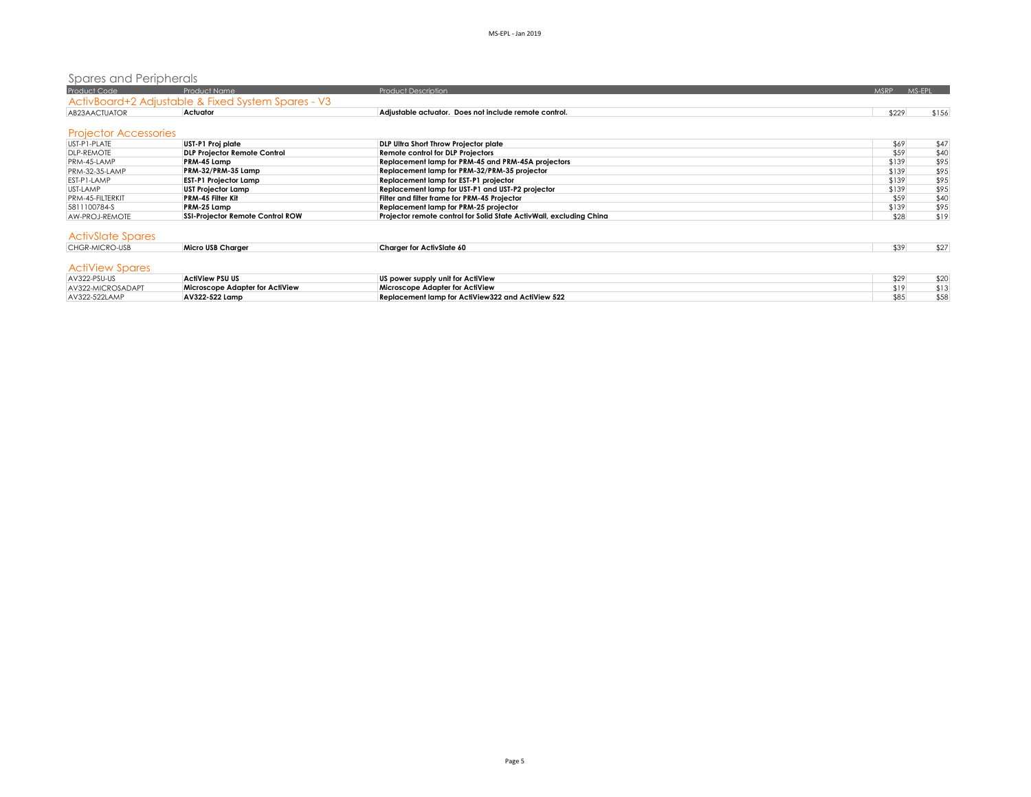# Spares and Peripherals

| Product Code | Product Name | Product Description | MSRP | MS-EPL |
|---|---|---|---|---|

## ActivBoard+2 Adjustable & Fixed System Spares - V3

| Product Code | Product Name | Product Description | MSRP | MS-EPL |
|---|---|---|---|---|
| AB23AACTUATOR | **Actuator** | **Adjustable actuator. Does not include remote control.** | $229 | $156 |

## Projector Accessories

| Product Code | Product Name | Product Description | MSRP | MS-EPL |
|---|---|---|---|---|
| UST-P1-PLATE | **UST-P1 Proj plate** | **DLP Ultra Short Throw Projector plate** | $69 | $47 |
| DLP-REMOTE | **DLP Projector Remote Control** | **Remote control for DLP Projectors** | $59 | $40 |
| PRM-45-LAMP | **PRM-45 Lamp** | **Replacement lamp for PRM-45 and PRM-45A projectors** | $139 | $95 |
| PRM-32-35-LAMP | **PRM-32/PRM-35 Lamp** | **Replacement lamp for PRM-32/PRM-35 projector** | $139 | $95 |
| EST-P1-LAMP | **EST-P1 Projector Lamp** | **Replacement lamp for EST-P1 projector** | $139 | $95 |
| UST-LAMP | **UST Projector Lamp** | **Replacement lamp for UST-P1 and UST-P2 projector** | $139 | $95 |
| PRM-45-FILTERKIT | **PRM-45 Filter Kit** | **Filter and filter frame for PRM-45 Projector** | $59 | $40 |
| 5811100784-S | **PRM-25 Lamp** | **Replacement lamp for PRM-25 projector** | $139 | $95 |
| AW-PROJ-REMOTE | **SSI-Projector Remote Control ROW** | **Projector remote control for Solid State ActivWall, excluding China** | $28 | $19 |

## ActivSlate Spares

| Product Code | Product Name | Product Description | MSRP | MS-EPL |
|---|---|---|---|---|
| CHGR-MICRO-USB | **Micro USB Charger** | **Charger for ActivSlate 60** | $39 | $27 |

## ActiView Spares

| Product Code | Product Name | Product Description | MSRP | MS-EPL |
|---|---|---|---|---|
| AV322-PSU-US | **ActiView PSU US** | **US power supply unit for ActiView** | $29 | $20 |
| AV322-MICROSADAPT | **Microscope Adapter for ActiView** | **Microscope Adapter for ActiView** | $19 | $13 |
| AV322-522LAMP | **AV322-522 Lamp** | **Replacement lamp for ActiView322 and ActiView 522** | $85 | $58 |